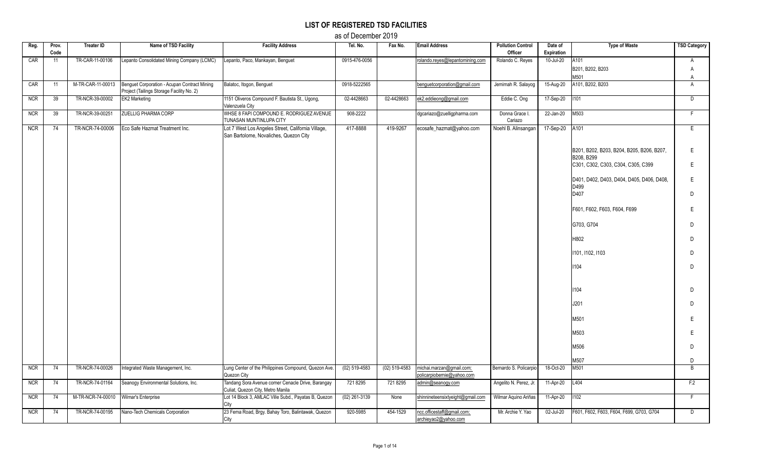# LIST OF REGISTERED TSD FACILITIES

as of December 2019

| Reg. | Prov. Code | Treater ID | Name of TSD Facility | Facility Address | Tel. No. | Fax No. | Email Address | Pollution Control Officer | Date of Expiration | Type of Waste | TSD Category |
|---|---|---|---|---|---|---|---|---|---|---|---|
| CAR | 11 | TR-CAR-11-00106 | Lepanto Consolidated Mining Company (LCMC) | Lepanto, Paco, Mankayan, Benguet | 0915-476-0056 | | rolando.reyes@lepantomining.com | Rolando C. Reyes | 10-Jul-20 | A101 | A |
| | | | | | | | | | | B201, B202, B203 | A |
| | | | | | | | | | | M501 | A |
| CAR | 11 | M-TR-CAR-11-00013 | Benguet Corporation - Acupan Contract Mining Project (Tailings Storage Facility No. 2) | Balatoc, Itogon, Benguet | 0918-5222565 | | benguetcorporation@gmail.com | Jemimah R. Salayog | 15-Aug-20 | A101, B202, B203 | A |
| NCR | 39 | TR-NCR-39-00002 | EK2 Marketing | 1151 Oliveros Compound F. Bautista St., Ugong, Valenzuela City | 02-4428663 | 02-4428663 | ek2.eddieong@gmail.com | Eddie C. Ong | 17-Sep-20 | I101 | D |
| NCR | 39 | TR-NCR-39-00251 | ZUELLIG PHARMA CORP | WHSE 8 FAPI COMPOUND E. RODRIGUEZ AVENUE TUNASAN MUNTINLUPA CITY | 908-2222 | | dgcariazo@zuelligpharma.com | Donna Grace I. Cariazo | 22-Jan-20 | M503 | F |
| NCR | 74 | TR-NCR-74-00006 | Eco Safe Hazmat Treatment Inc. | Lot 7 West Los Angeles Street, California Village, San Bartolome, Novaliches, Quezon City | 417-8888 | 419-9267 | ecosafe_hazmat@yahoo.com | Noehl B. Alinsangan | 17-Sep-20 | A101 | E |
| | | | | | | | | | | B201, B202, B203, B204, B205, B206, B207, B208, B299 | E |
| | | | | | | | | | | C301, C302, C303, C304, C305, C399 | E |
| | | | | | | | | | | D401, D402, D403, D404, D405, D406, D408, D499 | E |
| | | | | | | | | | | D407 | D |
| | | | | | | | | | | F601, F602, F603, F604, F699 | E |
| | | | | | | | | | | G703, G704 | D |
| | | | | | | | | | | H802 | D |
| | | | | | | | | | | I101, I102, I103 | D |
| | | | | | | | | | | I104 | D |
| | | | | | | | | | | I104 | D |
| | | | | | | | | | | J201 | D |
| | | | | | | | | | | M501 | E |
| | | | | | | | | | | M503 | E |
| | | | | | | | | | | M506 | D |
| | | | | | | | | | | M507 | D |
| NCR | 74 | TR-NCR-74-00026 | Integrated Waste Management, Inc. | Lung Center of the Philippines Compound, Quezon Ave. Quezon City | (02) 519-4583 | (02) 519-4583 | michai.marzan@gmail.com; policarpiobernie@yahoo.com | Bernardo S. Policarpio | 18-Oct-20 | M501 | B |
| NCR | 74 | TR-NCR-74-01164 | Seanogy Environmental Solutions, Inc. | Tandang Sora Avenue corner Cenacle Drive, Barangay Culiat, Quezon City, Metro Manila | 721 8295 | 721 8295 | admin@seanogy.com | Angelito N. Perez, Jr. | 11-Apr-20 | L404 | F.2 |
| NCR | 74 | M-TR-NCR-74-00010 | Wilmar's Enterprise | Lot 14 Block 3, AMLAC Ville Subd., Payatas B, Quezon City | (02) 261-3139 | None | shinnineteensixtyeight@gmail.com | Wilmar Aquino Ariñas | 11-Apr-20 | I102 | F |
| NCR | 74 | TR-NCR-74-00195 | Nano-Tech Chemicals Corporation | 23 Fema Road, Brgy. Bahay Toro, Balintawak, Quezon City | 920-5985 | 454-1529 | ncc.officestaff@gmail.com; archieyao2@yahoo.com | Mr. Archie Y. Yao | 02-Jul-20 | F601, F602, F603, F604, F699, G703, G704 | D |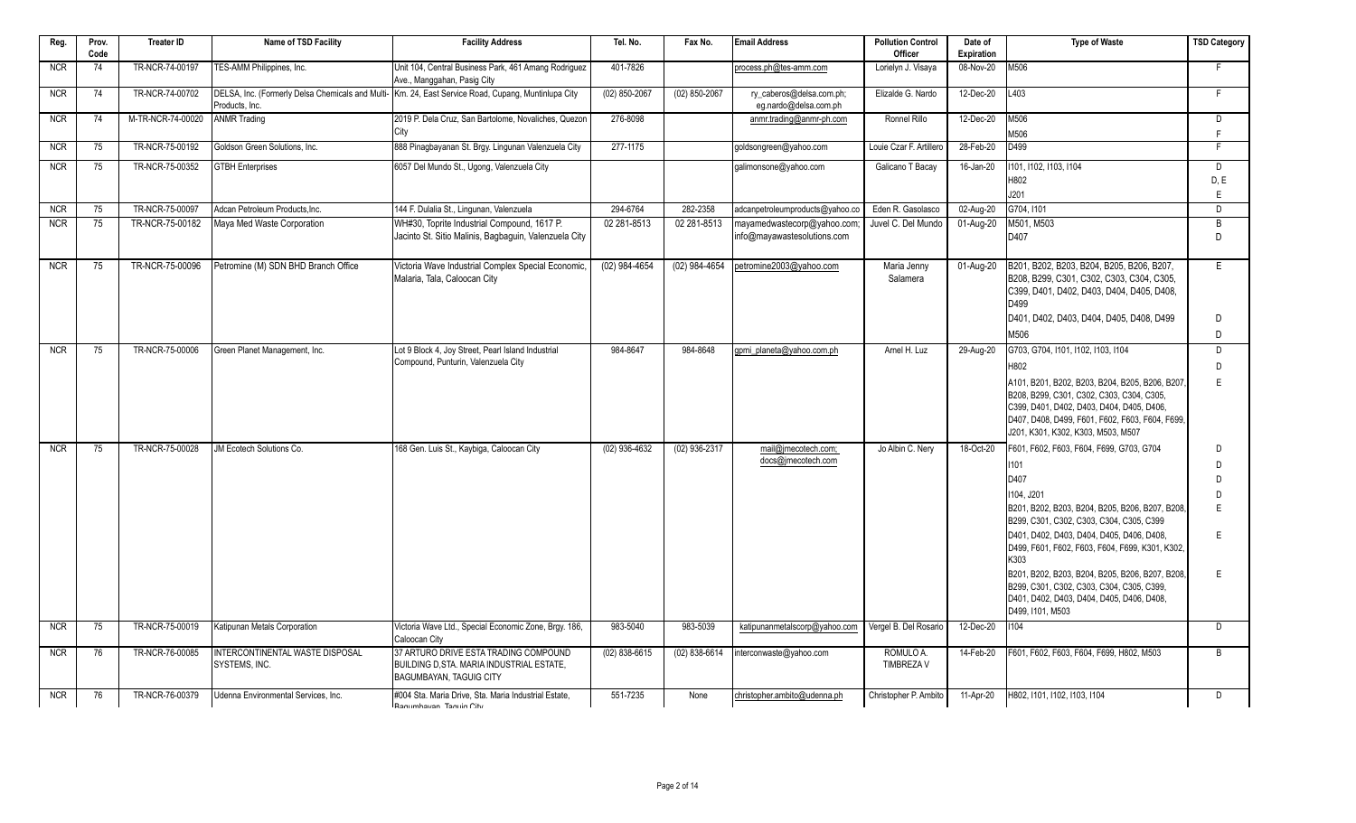| Reg. | Prov. Code | Treater ID | Name of TSD Facility | Facility Address | Tel. No. | Fax No. | Email Address | Pollution Control Officer | Date of Expiration | Type of Waste | TSD Category |
|---|---|---|---|---|---|---|---|---|---|---|---|
| NCR | 74 | TR-NCR-74-00197 | TES-AMM Philippines, Inc. | Unit 104, Central Business Park, 461 Amang Rodriguez Ave., Manggahan, Pasig City | 401-7826 | | process.ph@tes-amm.com | Lorielyn J. Visaya | 08-Nov-20 | M506 | F |
| NCR | 74 | TR-NCR-74-00702 | DELSA, Inc. (Formerly Delsa Chemicals and Multi-Products, Inc. | Km. 24, East Service Road, Cupang, Muntinlupa City | (02) 850-2067 | (02) 850-2067 | ry_caberos@delsa.com.ph; eg.nardo@delsa.com.ph | Elizalde G. Nardo | 12-Dec-20 | L403 | F |
| NCR | 74 | M-TR-NCR-74-00020 | ANMR Trading | 2019 P. Dela Cruz, San Bartolome, Novaliches, Quezon City | 276-8098 | | anmr.trading@anmr-ph.com | Ronnel Rillo | 12-Dec-20 | M506<br>M506 | D<br>F |
| NCR | 75 | TR-NCR-75-00192 | Goldson Green Solutions, Inc. | 888 Pinagbayanan St. Brgy. Lingunan Valenzuela City | 277-1175 | | goldsongreen@yahoo.com | Louie Czar F. Artillero | 28-Feb-20 | D499 | F |
| NCR | 75 | TR-NCR-75-00352 | GTBH Enterprises | 6057 Del Mundo St., Ugong, Valenzuela City | | | galimonsone@yahoo.com | Galicano T Bacay | 16-Jan-20 | I101, I102, I103, I104<br>H802<br>J201 | D<br>D, E<br>E |
| NCR | 75 | TR-NCR-75-00097 | Adcan Petroleum Products,Inc. | 144 F. Dulalia St., Lingunan, Valenzuela | 294-6764 | 282-2358 | adcanpetroleumproducts@yahoo.co | Eden R. Gasolasco | 02-Aug-20 | G704, I101 | D |
| NCR | 75 | TR-NCR-75-00182 | Maya Med Waste Corporation | WH#30, Toprite Industrial Compound, 1617 P. Jacinto St. Sitio Malinis, Bagbaguin, Valenzuela City | 02 281-8513 | 02 281-8513 | mayamedwastecorp@yahoo.com; info@mayawastesolutions.com | Juvel C. Del Mundo | 01-Aug-20 | M501, M503<br>D407 | B<br>D |
| NCR | 75 | TR-NCR-75-00096 | Petromine (M) SDN BHD Branch Office | Victoria Wave Industrial Complex Special Economic, Malaria, Tala, Caloocan City | (02) 984-4654 | (02) 984-4654 | petromine2003@yahoo.com | Maria Jenny Salamera | 01-Aug-20 | B201, B202, B203, B204, B205, B206, B207, B208, B299, C301, C302, C303, C304, C305, C399, D401, D402, D403, D404, D405, D408, D499<br>D401, D402, D403, D404, D405, D408, D499<br>M506 | E<br>D<br>D |
| NCR | 75 | TR-NCR-75-00006 | Green Planet Management, Inc. | Lot 9 Block 4, Joy Street, Pearl Island Industrial Compound, Punturin, Valenzuela City | 984-8647 | 984-8648 | gpmi_planeta@yahoo.com.ph | Arnel H. Luz | 29-Aug-20 | G703, G704, I101, I102, I103, I104<br>H802<br>A101, B201, B202, B203, B204, B205, B206, B207, B208, B299, C301, C302, C303, C304, C305, C399, D401, D402, D403, D404, D405, D406, D407, D408, D499, F601, F602, F603, F604, F699, J201, K301, K302, K303, M503, M507 | D<br>D<br>E |
| NCR | 75 | TR-NCR-75-00028 | JM Ecotech Solutions Co. | 168 Gen. Luis St., Kaybiga, Caloocan City | (02) 936-4632 | (02) 936-2317 | mail@jmecotech.com; docs@jmecotech.com | Jo Albin C. Nery | 18-Oct-20 | F601, F602, F603, F604, F699, G703, G704<br>I101<br>D407<br>I104, J201<br>B201, B202, B203, B204, B205, B206, B207, B208, B299, C301, C302, C303, C304, C305, C399<br>D401, D402, D403, D404, D405, D406, D408, D499, F601, F602, F603, F604, F699, K301, K302, K303<br>B201, B202, B203, B204, B205, B206, B207, B208, B299, C301, C302, C303, C304, C305, C399, D401, D402, D403, D404, D405, D406, D408, D499, I101, M503 | D<br>D<br>D<br>D<br>E<br>E<br>E |
| NCR | 75 | TR-NCR-75-00019 | Katipunan Metals Corporation | Victoria Wave Ltd., Special Economic Zone, Brgy. 186, Caloocan City | 983-5040 | 983-5039 | katipunanmetalscorp@yahoo.com | Vergel B. Del Rosario | 12-Dec-20 | I104 | D |
| NCR | 76 | TR-NCR-76-00085 | INTERCONTINENTAL WASTE DISPOSAL SYSTEMS, INC. | 37 ARTURO DRIVE ESTA TRADING COMPOUND BUILDING D,STA. MARIA INDUSTRIAL ESTATE, BAGUMBAYAN, TAGUIG CITY | (02) 838-6615 | (02) 838-6614 | interconwaste@yahoo.com | ROMULO A. TIMBREZA V | 14-Feb-20 | F601, F602, F603, F604, F699, H802, M503 | B |
| NCR | 76 | TR-NCR-76-00379 | Udenna Environmental Services, Inc. | #004 Sta. Maria Drive, Sta. Maria Industrial Estate, Bagumbayan, Taguig City | 551-7235 | None | christopher.ambito@udenna.ph | Christopher P. Ambito | 11-Apr-20 | H802, I101, I102, I103, I104 | D |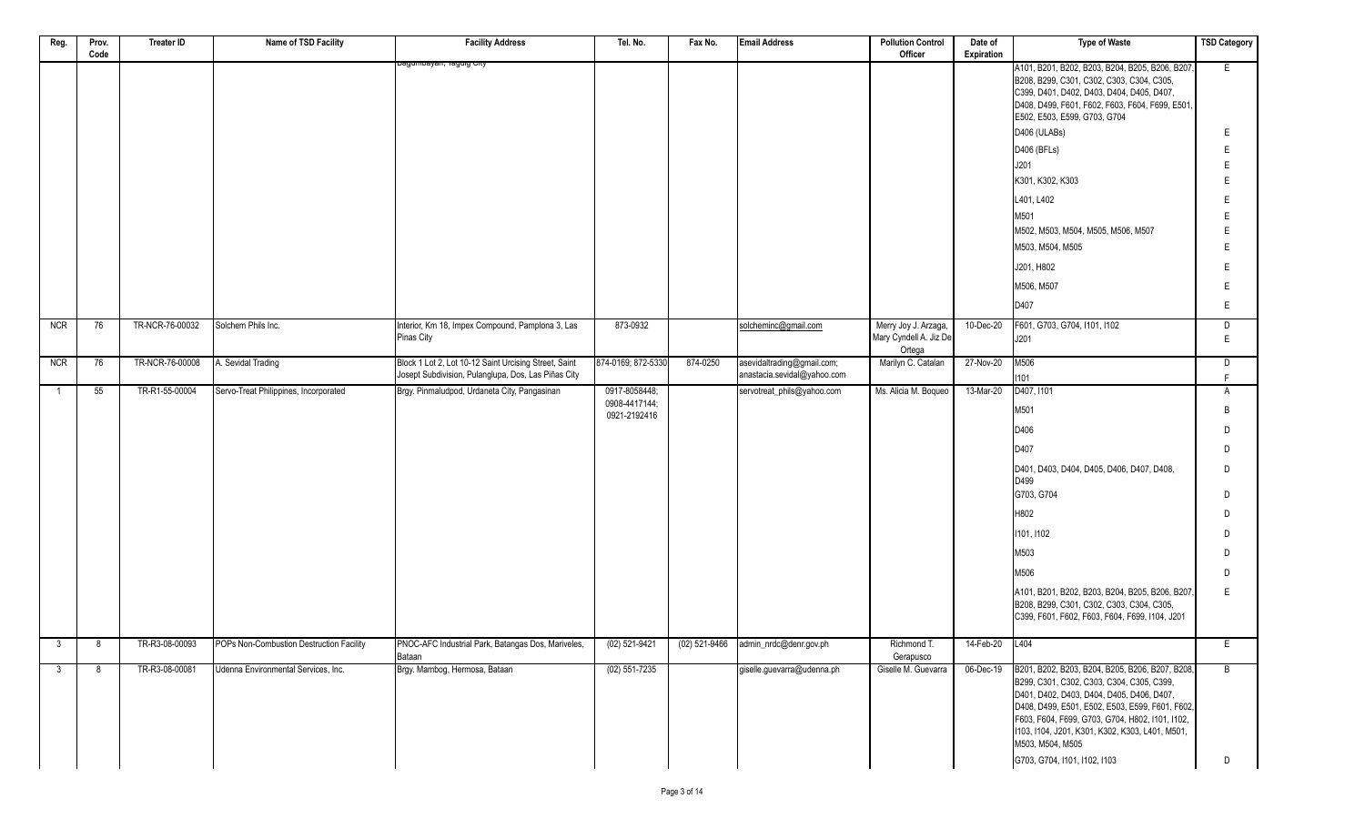| Reg. | Prov. Code | Treater ID | Name of TSD Facility | Facility Address | Tel. No. | Fax No. | Email Address | Pollution Control Officer | Date of Expiration | Type of Waste | TSD Category |
|---|---|---|---|---|---|---|---|---|---|---|---|
| | | | | Bagumbayan, Taguig City | | | | | | A101, B201, B202, B203, B204, B205, B206, B207, B208, B299, C301, C302, C303, C304, C305, C399, D401, D402, D403, D404, D405, D407, D408, D499, F601, F602, F603, F604, F699, E501, E502, E503, E599, G703, G704 | E |
| | | | | | | | | | | D406 (ULABs) | E |
| | | | | | | | | | | D406 (BFLs) | E |
| | | | | | | | | | | J201 | E |
| | | | | | | | | | | K301, K302, K303 | E |
| | | | | | | | | | | L401, L402 | E |
| | | | | | | | | | | M501 | E |
| | | | | | | | | | | M502, M503, M504, M505, M506, M507 | E |
| | | | | | | | | | | M503, M504, M505 | E |
| | | | | | | | | | | J201, H802 | E |
| | | | | | | | | | | M506, M507 | E |
| | | | | | | | | | | D407 | E |
| NCR | 76 | TR-NCR-76-00032 | Solchem Phils Inc. | Interior, Km 18, Impex Compound, Pamplona 3, Las Pinas City | 873-0932 | | solcheminc@gmail.com | Merry Joy J. Arzaga, Mary Cyndell A. Jiz De Ortega | 10-Dec-20 | F601, G703, G704, I101, I102 | D |
| | | | | | | | | | | J201 | E |
| NCR | 76 | TR-NCR-76-00008 | A. Sevidal Trading | Block 1 Lot 2, Lot 10-12 Saint Urcising Street, Saint Josept Subdivision, Pulanglupa, Dos, Las Piñas City | 874-0169; 872-5330 | 874-0250 | asevidaltrading@gmail.com; anastacia.sevidal@yahoo.com | Marilyn C. Catalan | 27-Nov-20 | M506 | D |
| | | | | | | | | | | I101 | F |
| 1 | 55 | TR-R1-55-00004 | Servo-Treat Philippines, Incorporated | Brgy. Pinmaludpod, Urdaneta City, Pangasinan | 0917-8058448; 0908-4417144; 0921-2192416 | | servotreat_phils@yahoo.com | Ms. Alicia M. Boqueo | 13-Mar-20 | D407, I101 | A |
| | | | | | | | | | | M501 | B |
| | | | | | | | | | | D406 | D |
| | | | | | | | | | | D407 | D |
| | | | | | | | | | | D401, D403, D404, D405, D406, D407, D408, D499 | D |
| | | | | | | | | | | G703, G704 | D |
| | | | | | | | | | | H802 | D |
| | | | | | | | | | | I101, I102 | D |
| | | | | | | | | | | M503 | D |
| | | | | | | | | | | M506 | D |
| | | | | | | | | | | A101, B201, B202, B203, B204, B205, B206, B207, B208, B299, C301, C302, C303, C304, C305, C399, F601, F602, F603, F604, F699, I104, J201 | E |
| 3 | 8 | TR-R3-08-00093 | POPs Non-Combustion Destruction Facility | PNOC-AFC Industrial Park, Batangas Dos, Mariveles, Bataan | (02) 521-9421 | (02) 521-9466 | admin_nrdc@denr.gov.ph | Richmond T. Gerapusco | 14-Feb-20 | L404 | E |
| 3 | 8 | TR-R3-08-00081 | Udenna Environmental Services, Inc. | Brgy. Mambog, Hermosa, Bataan | (02) 551-7235 | | giselle.guevarra@udenna.ph | Giselle M. Guevarra | 06-Dec-19 | B201, B202, B203, B204, B205, B206, B207, B208, B299, C301, C302, C303, C304, C305, C399, D401, D402, D403, D404, D405, D406, D407, D408, D499, E501, E502, E503, E599, F601, F602, F603, F604, F699, G703, G704, H802, I101, I102, I103, I104, J201, K301, K302, K303, L401, M501, M503, M504, M505 | B |
| | | | | | | | | | | G703, G704, I101, I102, I103 | D |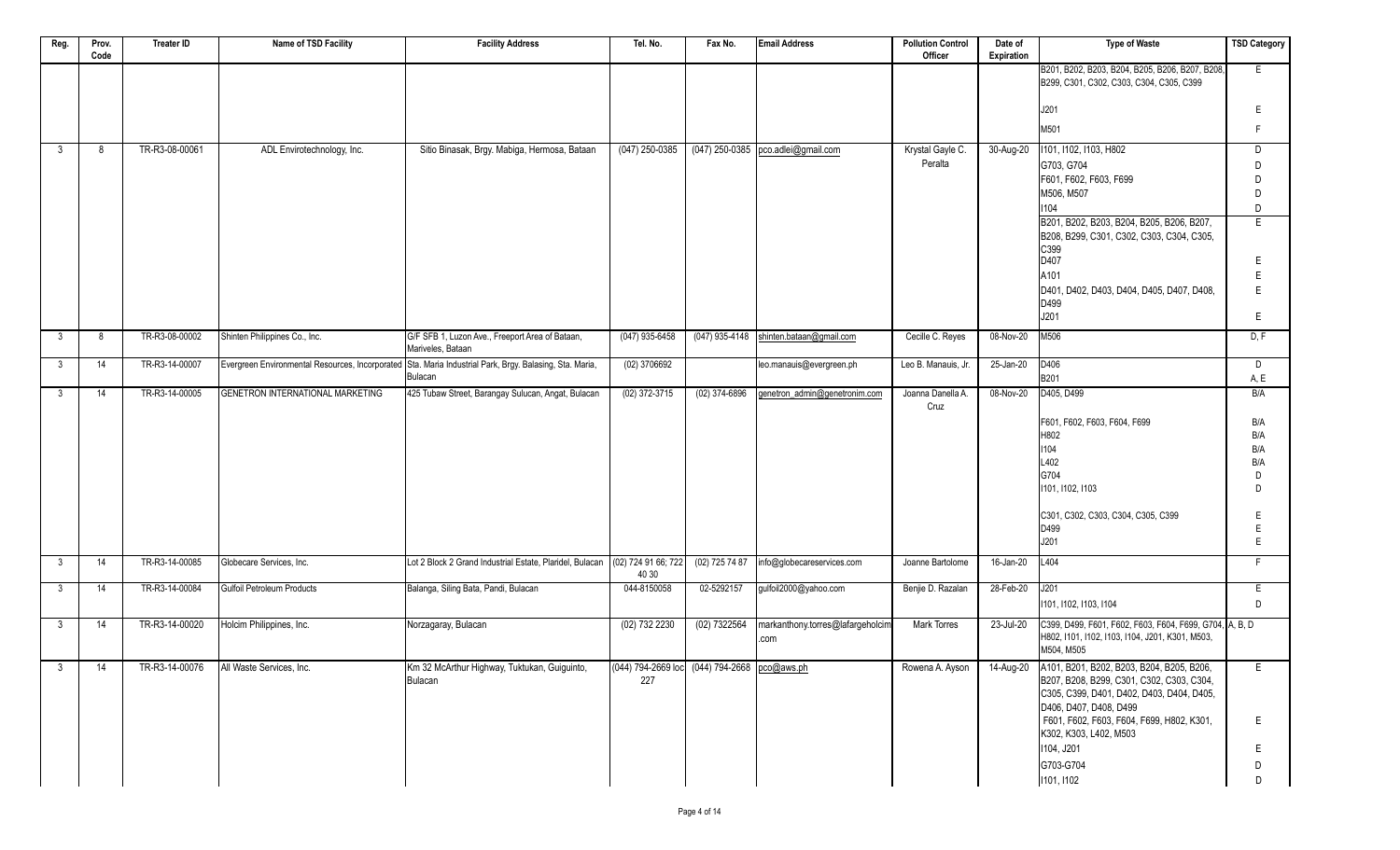| Reg. | Prov. Code | Treater ID | Name of TSD Facility | Facility Address | Tel. No. | Fax No. | Email Address | Pollution Control Officer | Date of Expiration | Type of Waste | TSD Category |
|---|---|---|---|---|---|---|---|---|---|---|---|
| | | | | | | | | | | B201, B202, B203, B204, B205, B206, B207, B208, B299, C301, C302, C303, C304, C305, C399 | E |
| | | | | | | | | | | J201 | E |
| | | | | | | | | | | M501 | F |
| 3 | 8 | TR-R3-08-00061 | ADL Envirotechnology, Inc. | Sitio Binasak, Brgy. Mabiga, Hermosa, Bataan | (047) 250-0385 | (047) 250-0385 | pco.adlei@gmail.com | Krystal Gayle C. Peralta | 30-Aug-20 | I101, I102, I103, H802 | D |
| | | | | | | | | | | G703, G704 | D |
| | | | | | | | | | | F601, F602, F603, F699 | D |
| | | | | | | | | | | M506, M507 | D |
| | | | | | | | | | | I104 | D |
| | | | | | | | | | | B201, B202, B203, B204, B205, B206, B207, B208, B299, C301, C302, C303, C304, C305, C399 | E |
| | | | | | | | | | | D407 | E |
| | | | | | | | | | | A101 | E |
| | | | | | | | | | | D401, D402, D403, D404, D405, D407, D408, D499 | E |
| | | | | | | | | | | J201 | E |
| 3 | 8 | TR-R3-08-00002 | Shinten Philippines Co., Inc. | G/F SFB 1, Luzon Ave., Freeport Area of Bataan, Mariveles, Bataan | (047) 935-6458 | (047) 935-4148 | shinten.bataan@gmail.com | Cecille C. Reyes | 08-Nov-20 | M506 | D, F |
| 3 | 14 | TR-R3-14-00007 | Evergreen Environmental Resources, Incorporated | Sta. Maria Industrial Park, Brgy. Balasing, Sta. Maria, Bulacan | (02) 3706692 | | leo.manauis@evergreen.ph | Leo B. Manauis, Jr. | 25-Jan-20 | D406 | D |
| | | | | | | | | | | B201 | A, E |
| 3 | 14 | TR-R3-14-00005 | GENETRON INTERNATIONAL MARKETING | 425 Tubaw Street, Barangay Sulucan, Angat, Bulacan | (02) 372-3715 | (02) 374-6896 | genetron_admin@genetronim.com | Joanna Danella A. Cruz | 08-Nov-20 | D405, D499 | B/A |
| | | | | | | | | | | F601, F602, F603, F604, F699 | B/A |
| | | | | | | | | | | H802 | B/A |
| | | | | | | | | | | I104 | B/A |
| | | | | | | | | | | L402 | B/A |
| | | | | | | | | | | G704 | D |
| | | | | | | | | | | I101, I102, I103 | D |
| | | | | | | | | | | C301, C302, C303, C304, C305, C399 | E |
| | | | | | | | | | | D499 | E |
| | | | | | | | | | | J201 | E |
| 3 | 14 | TR-R3-14-00085 | Globecare Services, Inc. | Lot 2 Block 2 Grand Industrial Estate, Plaridel, Bulacan | (02) 724 91 66; 722 40 30 | (02) 725 74 87 | info@globecareservices.com | Joanne Bartolome | 16-Jan-20 | L404 | F |
| 3 | 14 | TR-R3-14-00084 | Gulfoil Petroleum Products | Balanga, Siling Bata, Pandi, Bulacan | 044-8150058 | 02-5292157 | gulfoil2000@yahoo.com | Benjie D. Razalan | 28-Feb-20 | J201 | E |
| | | | | | | | | | | I101, I102, I103, I104 | D |
| 3 | 14 | TR-R3-14-00020 | Holcim Philippines, Inc. | Norzagaray, Bulacan | (02) 732 2230 | (02) 7322564 | markanthony.torres@lafargeholcim.com | Mark Torres | 23-Jul-20 | C399, D499, F601, F602, F603, F604, F699, G704, H802, I101, I102, I103, I104, J201, K301, M503, M504, M505 | A, B, D |
| 3 | 14 | TR-R3-14-00076 | All Waste Services, Inc. | Km 32 McArthur Highway, Tuktukan, Guiguinto, Bulacan | (044) 794-2669 loc 227 | (044) 794-2668 | pco@aws.ph | Rowena A. Ayson | 14-Aug-20 | A101, B201, B202, B203, B204, B205, B206, B207, B208, B299, C301, C302, C303, C304, C305, C399, D401, D402, D403, D404, D405, D406, D407, D408, D499 | E |
| | | | | | | | | | | F601, F602, F603, F604, F699, H802, K301, K302, K303, L402, M503 | E |
| | | | | | | | | | | I104, J201 | E |
| | | | | | | | | | | G703-G704 | D |
| | | | | | | | | | | I101, I102 | D |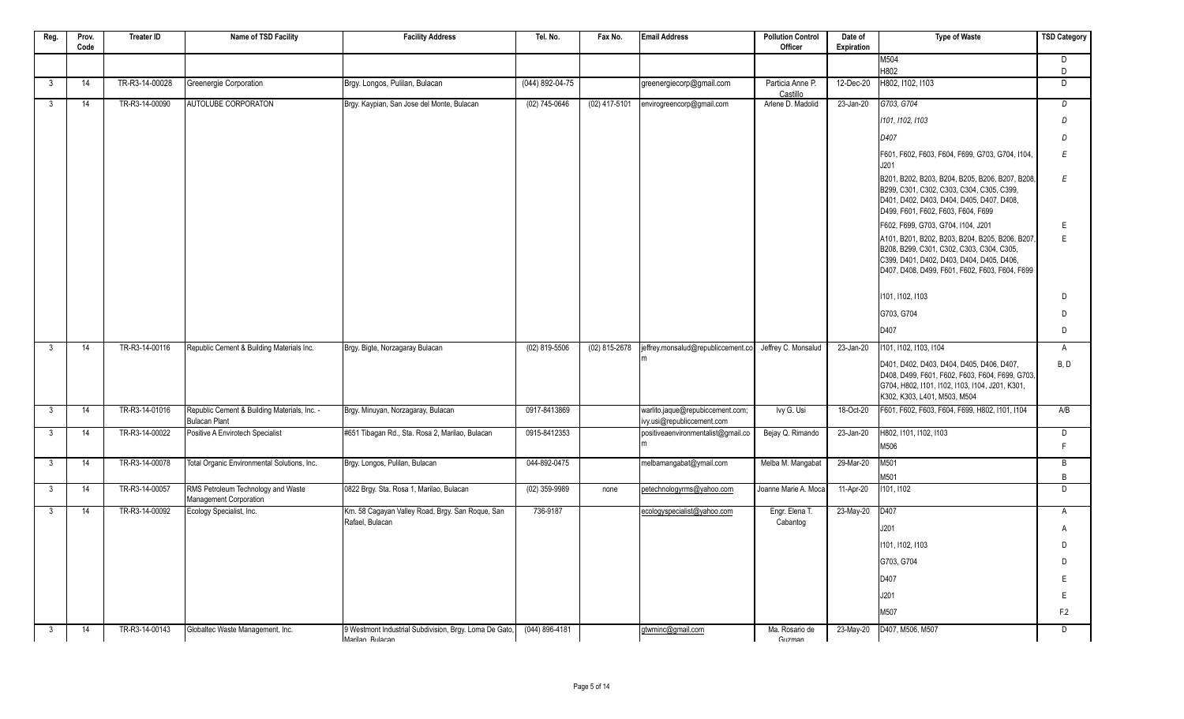| Reg. | Prov. Code | Treater ID | Name of TSD Facility | Facility Address | Tel. No. | Fax No. | Email Address | Pollution Control Officer | Date of Expiration | Type of Waste | TSD Category |
|---|---|---|---|---|---|---|---|---|---|---|---|
| | | | | | | | | | | M504 | D |
| | | | | | | | | | | H802 | D |
| 3 | 14 | TR-R3-14-00028 | Greenergie Corporation | Brgy. Longos, Pulilan, Bulacan | (044) 892-04-75 | | greenergiecorp@gmail.com | Particia Anne P. Castillo | 12-Dec-20 | H802, I102, I103 | D |
| 3 | 14 | TR-R3-14-00090 | AUTOLUBE CORPORATON | Brgy. Kaypian, San Jose del Monte, Bulacan | (02) 745-0646 | (02) 417-5101 | envirogreencorp@gmail.com | Arlene D. Madolid | 23-Jan-20 | G703, G704 | D |
| | | | | | | | | | | I101, I102, I103 | D |
| | | | | | | | | | | D407 | D |
| | | | | | | | | | | F601, F602, F603, F604, F699, G703, G704, I104, J201 | E |
| | | | | | | | | | | B201, B202, B203, B204, B205, B206, B207, B208, B299, C301, C302, C303, C304, C305, C399, D401, D402, D403, D404, D405, D407, D408, D499, F601, F602, F603, F604, F699 | E |
| | | | | | | | | | | F602, F699, G703, G704, I104, J201 | E |
| | | | | | | | | | | A101, B201, B202, B203, B204, B205, B206, B207, B208, B299, C301, C302, C303, C304, C305, C399, D401, D402, D403, D404, D405, D406, D407, D408, D499, F601, F602, F603, F604, F699 | E |
| | | | | | | | | | | I101, I102, I103 | D |
| | | | | | | | | | | G703, G704 | D |
| | | | | | | | | | | D407 | D |
| 3 | 14 | TR-R3-14-00116 | Republic Cement & Building Materials Inc. | Brgy. Bigte, Norzagaray Bulacan | (02) 819-5506 | (02) 815-2678 | jeffrey.monsalud@republiccement.com | Jeffrey C. Monsalud | 23-Jan-20 | I101, I102, I103, I104 | A |
| | | | | | | | | | | D401, D402, D403, D404, D405, D406, D407, D408, D499, F601, F602, F603, F604, F699, G703, G704, H802, I101, I102, I103, I104, J201, K301, K302, K303, L401, M503, M504 | B, D |
| 3 | 14 | TR-R3-14-01016 | Republic Cement & Building Materials, Inc. - Bulacan Plant | Brgy. Minuyan, Norzagaray, Bulacan | 0917-8413869 | | warlito.jaque@repubiccement.com; ivy.usi@republiccement.com | Ivy G. Usi | 18-Oct-20 | F601, F602, F603, F604, F699, H802, I101, I104 | A/B |
| 3 | 14 | TR-R3-14-00022 | Positive A Envirotech Specialist | #651 Tibagan Rd., Sta. Rosa 2, Marilao, Bulacan | 0915-8412353 | | positiveaenvironmentalist@gmail.com | Bejay Q. Rimando | 23-Jan-20 | H802, I101, I102, I103 | D |
| | | | | | | | | | | M506 | F |
| 3 | 14 | TR-R3-14-00078 | Total Organic Environmental Solutions, Inc. | Brgy. Longos, Pulilan, Bulacan | 044-892-0475 | | melbamangabat@ymail.com | Melba M. Mangabat | 29-Mar-20 | M501 | B |
| | | | | | | | | | | M501 | B |
| 3 | 14 | TR-R3-14-00057 | RMS Petroleum Technology and Waste Management Corporation | 0822 Brgy. Sta. Rosa 1, Marilao, Bulacan | (02) 359-9989 | none | petechnologyrms@yahoo.com | Joanne Marie A. Moca | 11-Apr-20 | I101, I102 | D |
| 3 | 14 | TR-R3-14-00092 | Ecology Specialist, Inc. | Km. 58 Cagayan Valley Road, Brgy. San Roque, San Rafael, Bulacan | 736-9187 | | ecologyspecialist@yahoo.com | Engr. Elena T. Cabantog | 23-May-20 | D407 | A |
| | | | | | | | | | | J201 | A |
| | | | | | | | | | | I101, I102, I103 | D |
| | | | | | | | | | | G703, G704 | D |
| | | | | | | | | | | D407 | E |
| | | | | | | | | | | J201 | E |
| | | | | | | | | | | M507 | F.2 |
| 3 | 14 | TR-R3-14-00143 | Globaltec Waste Management, Inc. | 9 Westmont Industrial Subdivision, Brgy. Loma De Gato, Marilao, Bulacan | (044) 896-4181 | | gtwminc@gmail.com | Ma. Rosario de Guzman | 23-May-20 | D407, M506, M507 | D |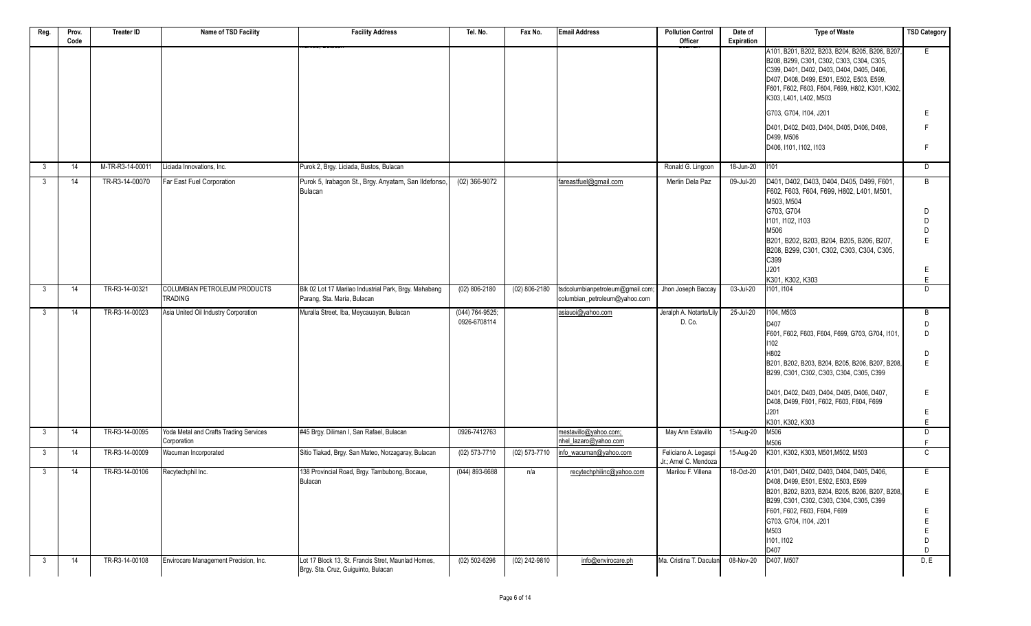| Reg. | Prov. Code | Treater ID | Name of TSD Facility | Facility Address | Tel. No. | Fax No. | Email Address | Pollution Control Officer | Date of Expiration | Type of Waste | TSD Category |
|---|---|---|---|---|---|---|---|---|---|---|---|
| | | | | | | | | | | A101, B201, B202, B203, B204, B205, B206, B207, B208, B299, C301, C302, C303, C304, C305, C399, D401, D402, D403, D404, D405, D406, D407, D408, D499, E501, E502, E503, E599, F601, F602, F603, F604, F699, H802, K301, K302, K303, L401, L402, M503 | E |
| | | | | | | | | | | G703, G704, I104, J201 | E |
| | | | | | | | | | | D401, D402, D403, D404, D405, D406, D408, D499, M506 | F |
| | | | | | | | | | | D406, I101, I102, I103 | F |
| 3 | 14 | M-TR-R3-14-00011 | Liciada Innovations, Inc. | Purok 2, Brgy. Liciada, Bustos, Bulacan | | | | Ronald G. Lingcon | 18-Jun-20 | I101 | D |
| 3 | 14 | TR-R3-14-00070 | Far East Fuel Corporation | Purok 5, Irabagon St., Brgy. Anyatam, San Ildefonso, Bulacan | (02) 366-9072 | | fareastfuel@gmail.com | Merlin Dela Paz | 09-Jul-20 | D401, D402, D403, D404, D405, D499, F601, F602, F603, F604, F699, H802, L401, M501, M503, M504 | B |
| | | | | | | | | | | G703, G704 | D |
| | | | | | | | | | | I101, I102, I103 | D |
| | | | | | | | | | | M506 | D |
| | | | | | | | | | | B201, B202, B203, B204, B205, B206, B207, B208, B299, C301, C302, C303, C304, C305, C399 | E |
| | | | | | | | | | | J201 | E |
| | | | | | | | | | | K301, K302, K303 | E |
| 3 | 14 | TR-R3-14-00321 | COLUMBIAN PETROLEUM PRODUCTS TRADING | Blk 02 Lot 17 Marilao Industrial Park, Brgy. Mahabang Parang, Sta. Maria, Bulacan | (02) 806-2180 | (02) 806-2180 | tsdcolumbianpetroleum@gmail.com; columbian_petroleum@yahoo.com | Jhon Joseph Baccay | 03-Jul-20 | I101, I104 | D |
| 3 | 14 | TR-R3-14-00023 | Asia United Oil Industry Corporation | Muralla Street, Iba, Meycauayan, Bulacan | (044) 764-9525; 0926-6708114 | | asiauoi@yahoo.com | Jeralph A. Notarte/Lily D. Co. | 25-Jul-20 | I104, M503 | B |
| | | | | | | | | | | D407 | D |
| | | | | | | | | | | F601, F602, F603, F604, F699, G703, G704, I101, I102 | D |
| | | | | | | | | | | H802 | D |
| | | | | | | | | | | B201, B202, B203, B204, B205, B206, B207, B208, B299, C301, C302, C303, C304, C305, C399 | E |
| | | | | | | | | | | D401, D402, D403, D404, D405, D406, D407, D408, D499, F601, F602, F603, F604, F699 | E |
| | | | | | | | | | | J201 | E |
| | | | | | | | | | | K301, K302, K303 | E |
| 3 | 14 | TR-R3-14-00095 | Yoda Metal and Crafts Trading Services Corporation | #45 Brgy. Diliman I, San Rafael, Bulacan | 0926-7412763 | | mestavillo@yahoo.com; nhel_lazaro@yahoo.com | May Ann Estavillo | 15-Aug-20 | M506 | D |
| | | | | | | | | | | M506 | F |
| 3 | 14 | TR-R3-14-00009 | Wacuman Incorporated | Sitio Tiakad, Brgy. San Mateo, Norzagaray, Bulacan | (02) 573-7710 | (02) 573-7710 | info_wacuman@yahoo.com | Feliciano A. Legaspi Jr.; Arnel C. Mendoza | 15-Aug-20 | K301, K302, K303, M501,M502, M503 | C |
| 3 | 14 | TR-R3-14-00106 | Recytechphil Inc. | 138 Provincial Road, Brgy. Tambubong, Bocaue, Bulacan | (044) 893-6688 | n/a | recytechphilinc@yahoo.com | Marilou F. Villena | 18-Oct-20 | A101, D401, D402, D403, D404, D405, D406, D408, D499, E501, E502, E503, E599 | E |
| | | | | | | | | | | B201, B202, B203, B204, B205, B206, B207, B208, B299, C301, C302, C303, C304, C305, C399 | E |
| | | | | | | | | | | F601, F602, F603, F604, F699 | E |
| | | | | | | | | | | G703, G704, I104, J201 | E |
| | | | | | | | | | | M503 | E |
| | | | | | | | | | | I101, I102 | D |
| | | | | | | | | | | D407 | D |
| 3 | 14 | TR-R3-14-00108 | Envirocare Management Precision, Inc. | Lot 17 Block 13, St. Francis Stret, Maunlad Homes, Brgy. Sta. Cruz, Guiguinto, Bulacan | (02) 502-6296 | (02) 242-9810 | info@envirocare.ph | Ma. Cristina T. Daculan | 08-Nov-20 | D407, M507 | D, E |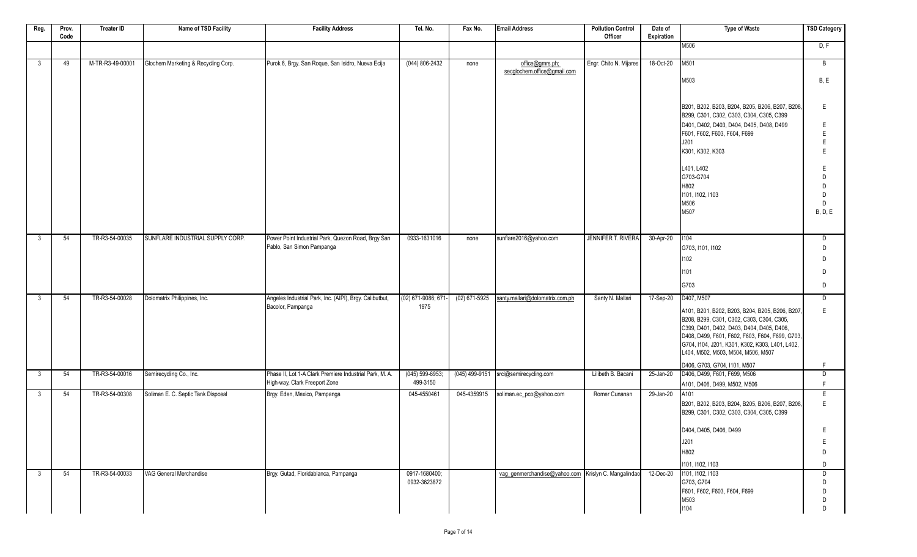| Reg. | Prov. Code | Treater ID | Name of TSD Facility | Facility Address | Tel. No. | Fax No. | Email Address | Pollution Control Officer | Date of Expiration | Type of Waste | TSD Category |
|---|---|---|---|---|---|---|---|---|---|---|---|
| | | | | | | | | | | M506 | D, F |
| 3 | 49 | M-TR-R3-49-00001 | Glochem Marketing & Recycling Corp. | Purok 6, Brgy. San Roque, San Isidro, Nueva Ecija | (044) 806-2432 | none | office@gmrs.ph; secglochem.office@gmail.com | Engr. Chito N. Mijares | 18-Oct-20 | M501 | B |
| | | | | | | | | | | M503 | B, E |
| | | | | | | | | | | B201, B202, B203, B204, B205, B206, B207, B208, B299, C301, C302, C303, C304, C305, C399 | E |
| | | | | | | | | | | D401, D402, D403, D404, D405, D408, D499 | E |
| | | | | | | | | | | F601, F602, F603, F604, F699 | E |
| | | | | | | | | | | J201 | E |
| | | | | | | | | | | K301, K302, K303 | E |
| | | | | | | | | | | L401, L402 | E |
| | | | | | | | | | | G703-G704 | D |
| | | | | | | | | | | H802 | D |
| | | | | | | | | | | I101, I102, I103 | D |
| | | | | | | | | | | M506 | D |
| | | | | | | | | | | M507 | B, D, E |
| 3 | 54 | TR-R3-54-00035 | SUNFLARE INDUSTRIAL SUPPLY CORP. | Power Point Industrial Park, Quezon Road, Brgy San Pablo, San Simon Pampanga | 0933-1631016 | none | sunflare2016@yahoo.com | JENNIFER T. RIVERA | 30-Apr-20 | I104 | D |
| | | | | | | | | | | G703, I101, I102 | D |
| | | | | | | | | | | I102 | D |
| | | | | | | | | | | I101 | D |
| | | | | | | | | | | G703 | D |
| 3 | 54 | TR-R3-54-00028 | Dolomatrix Philippines, Inc. | Angeles Industrial Park, Inc. (AIPI), Brgy. Calibutbut, Bacolor, Pampanga | (02) 671-9086; 671-1975 | (02) 671-5925 | santy.mallari@dolomatrix.com.ph | Santy N. Mallari | 17-Sep-20 | D407, M507 | D |
| | | | | | | | | | | A101, B201, B202, B203, B204, B205, B206, B207, B208, B299, C301, C302, C303, C304, C305, C399, D401, D402, D403, D404, D405, D406, D408, D499, F601, F602, F603, F604, F699, G703, G704, I104, J201, K301, K302, K303, L401, L402, L404, M502, M503, M504, M506, M507 | E |
| | | | | | | | | | | D406, G703, G704, I101, M507 | F |
| 3 | 54 | TR-R3-54-00016 | Semirecycling Co., Inc. | Phase II, Lot 1-A Clark Premiere Industrial Park, M. A. High-way, Clark Freeport Zone | (045) 599-6953; 499-3150 | (045) 499-9151 | srci@semirecycling.com | Lilibeth B. Bacani | 25-Jan-20 | D406, D499, F601, F699, M506 | D |
| | | | | | | | | | | A101, D406, D499, M502, M506 | F |
| 3 | 54 | TR-R3-54-00308 | Soliman E. C. Septic Tank Disposal | Brgy. Eden, Mexico, Pampanga | 045-4550461 | 045-4359915 | soliman.ec_pco@yahoo.com | Romer Cunanan | 29-Jan-20 | A101 | E |
| | | | | | | | | | | B201, B202, B203, B204, B205, B206, B207, B208, B299, C301, C302, C303, C304, C305, C399 | E |
| | | | | | | | | | | D404, D405, D406, D499 | E |
| | | | | | | | | | | J201 | E |
| | | | | | | | | | | H802 | D |
| | | | | | | | | | | I101, I102, I103 | D |
| 3 | 54 | TR-R3-54-00033 | VAG General Merchandise | Brgy. Gutad, Floridablanca, Pampanga | 0917-1680400; 0932-3623872 | | vag_genmerchandise@yahoo.com | Krislyn C. Mangalindao | 12-Dec-20 | I101, I102, I103 | D |
| | | | | | | | | | | G703, G704 | D |
| | | | | | | | | | | F601, F602, F603, F604, F699 | D |
| | | | | | | | | | | M503 | D |
| | | | | | | | | | | I104 | D |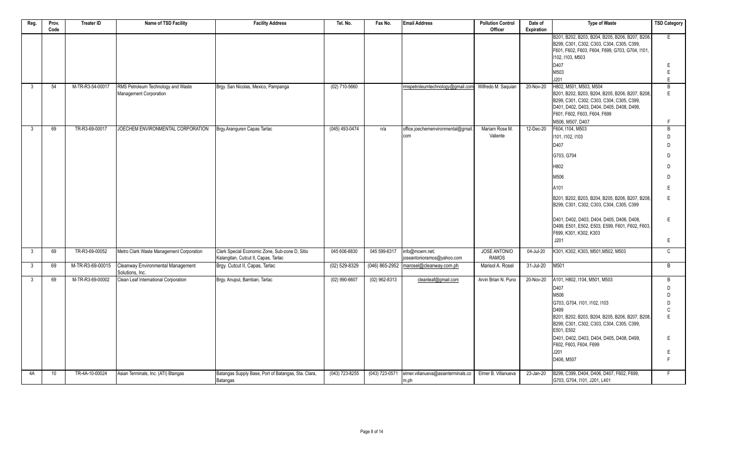| Reg. | Prov. Code | Treater ID | Name of TSD Facility | Facility Address | Tel. No. | Fax No. | Email Address | Pollution Control Officer | Date of Expiration | Type of Waste | TSD Category |
|---|---|---|---|---|---|---|---|---|---|---|---|
| | | | | | | | | | | B201, B202, B203, B204, B205, B206, B207, B208, B299, C301, C302, C303, C304, C305, C399, F601, F602, F603, F604, F699, G703, G704, I101, I102, I103, M503 | E |
| | | | | | | | | | | D407 | E |
| | | | | | | | | | | M503 | E |
| | | | | | | | | | | J201 | E |
| 3 | 54 | M-TR-R3-54-00017 | RMS Petroleum Technology and Waste Management Corporation | Brgy. San Nicolas, Mexico, Pampanga | (02) 710-5660 | | rmspetroleumtechnology@gmail.com | Wilfredo M. Saquian | 20-Nov-20 | H802, M501, M503, M504 | B |
| | | | | | | | | | | B201, B202, B203, B204, B205, B206, B207, B208, B299, C301, C302, C303, C304, C305, C399, D401, D402, D403, D404, D405, D408, D499, F601, F602, F603, F604, F699 | E |
| | | | | | | | | | | M506, M507, D407 | F |
| 3 | 69 | TR-R3-69-00017 | JOECHEM ENVIRONMENTAL CORPORATION | Brgy.Aranguren Capas Tarlac | (045) 493-0474 | n/a | office.joechemenvironmental@gmail.com | Mariam Rose M. Valiente | 12-Dec-20 | F604, I104, M503 | B |
| | | | | | | | | | | I101, I102, I103 | D |
| | | | | | | | | | | D407 | D |
| | | | | | | | | | | G703, G704 | D |
| | | | | | | | | | | H802 | D |
| | | | | | | | | | | M506 | D |
| | | | | | | | | | | A101 | E |
| | | | | | | | | | | B201, B202, B203, B204, B205, B206, B207, B208, B299, C301, C302, C303, C304, C305, C399 | E |
| | | | | | | | | | | D401, D402, D403, D404, D405, D406, D408, D499, E501, E502, E503, E599, F601, F602, F603, F699, K301, K302, K303 | E |
| | | | | | | | | | | J201 | E |
| 3 | 69 | TR-R3-69-00052 | Metro Clark Waste Management Corporation | Clark Special Economic Zone, Sub-zone D, Sitio Kalangitan, Cutcut II, Capas, Tarlac | 045 606-8830 | 045 599-6317 | info@mcwm.net; joseantonioramos@yahoo.com | JOSE ANTONIO RAMOS | 04-Jul-20 | K301, K302, K303, M501,M502, M503 | C |
| 3 | 69 | M-TR-R3-69-00015 | Cleanway Environmental Management Solutions, Inc. | Brgy. Cutcut II, Capas, Tarlac | (02) 529-8329 | (046) 865-2952 | marosel@cleanway.com.ph | Marisol A. Rosel | 31-Jul-20 | M501 | B |
| 3 | 69 | M-TR-R3-69-00002 | Clean Leaf International Corporation | Brgy. Anupul, Bamban, Tarlac | (02) 990-6607 | (02) 962-8313 | cleanleaf@gmail.com | Arvin Brian N. Puno | 20-Nov-20 | A101, H802, I104, M501, M503 | B |
| | | | | | | | | | | D407 | D |
| | | | | | | | | | | M506 | D |
| | | | | | | | | | | G703, G704, I101, I102, I103 | D |
| | | | | | | | | | | D499 | C |
| | | | | | | | | | | B201, B202, B203, B204, B205, B206, B207, B208, B299, C301, C302, C303, C304, C305, C399, E501, E502 | E |
| | | | | | | | | | | D401, D402, D403, D404, D405, D408, D499, F602, F603, F604, F699 | E |
| | | | | | | | | | | J201 | E |
| | | | | | | | | | | D406, M507 | F |
| 4A | 10 | TR-4A-10-00024 | Asian Terminals, Inc. (ATI) Btangas | Batangas Supply Base, Port of Batangas, Sta. Clara, Batangas | (043) 723-8255 | (043) 723-0571 | elmer.villanueva@asianterminals.com.ph | Elmer B. Villanueva | 23-Jan-20 | B299, C399, D404, D406, D407, F602, F699, G703, G704, I101, J201, L401 | F |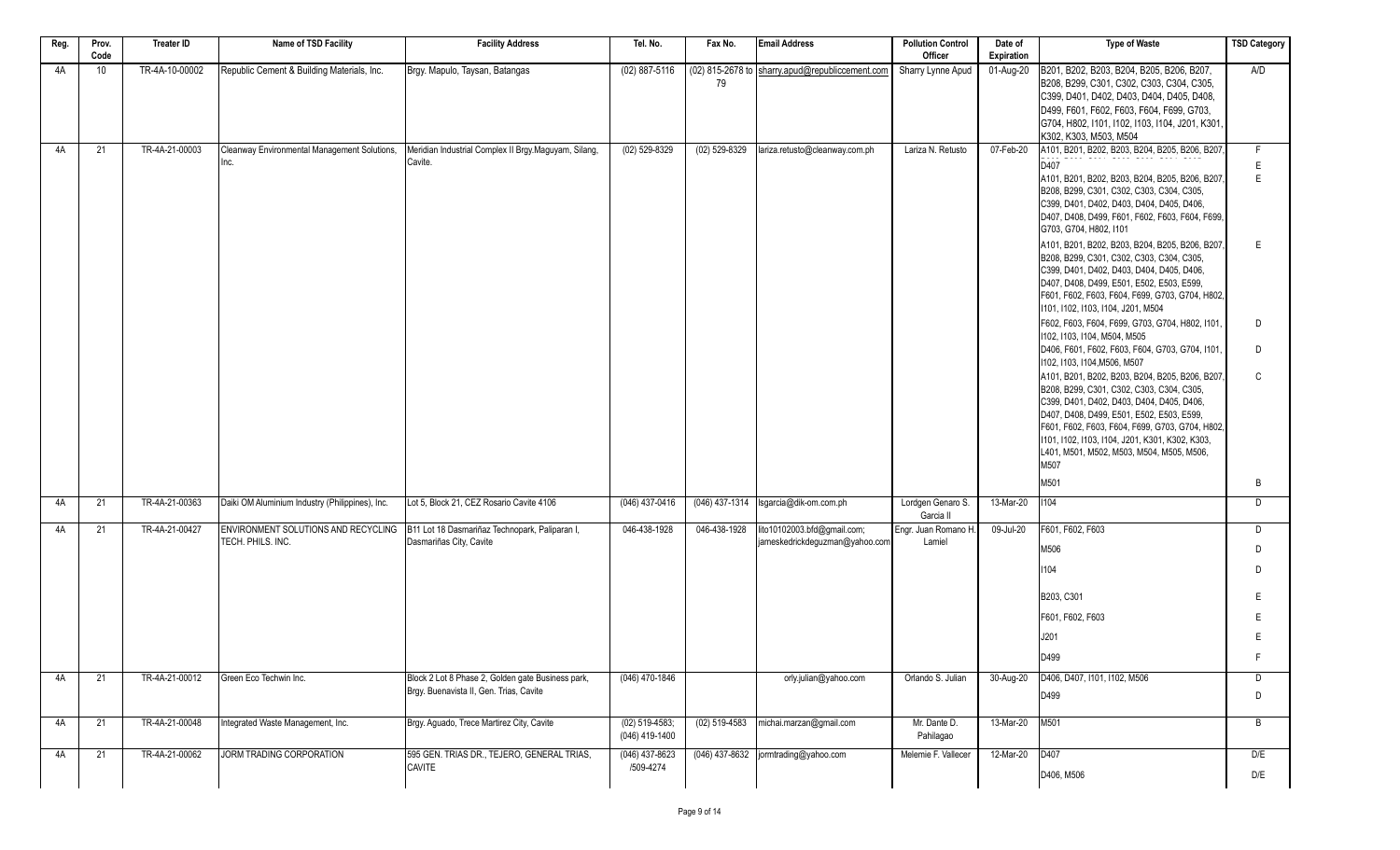| Reg. | Prov. Code | Treater ID | Name of TSD Facility | Facility Address | Tel. No. | Fax No. | Email Address | Pollution Control Officer | Date of Expiration | Type of Waste | TSD Category |
|---|---|---|---|---|---|---|---|---|---|---|---|
| 4A | 10 | TR-4A-10-00002 | Republic Cement & Building Materials, Inc. | Brgy. Mapulo, Taysan, Batangas | (02) 887-5116 | (02) 815-2678 to 79 | sharry.apud@republiccement.com | Sharry Lynne Apud | 01-Aug-20 | B201, B202, B203, B204, B205, B206, B207, B208, B299, C301, C302, C303, C304, C305, C399, D401, D402, D403, D404, D405, D408, D499, F601, F602, F603, F604, F699, G703, G704, H802, I101, I102, I103, I104, J201, K301, K302, K303, M503, M504 | A/D |
| 4A | 21 | TR-4A-21-00003 | Cleanway Environmental Management Solutions, Inc. | Meridian Industrial Complex II Brgy.Maguyam, Silang, Cavite. | (02) 529-8329 | (02) 529-8329 | lariza.retusto@cleanway.com.ph | Lariza N. Retusto | 07-Feb-20 | A101, B201, B202, B203, B204, B205, B206, B207, | F |
| | | | | | | | | | | D407 | E |
| | | | | | | | | | | A101, B201, B202, B203, B204, B205, B206, B207, B208, B299, C301, C302, C303, C304, C305, C399, D401, D402, D403, D404, D405, D406, D407, D408, D499, F601, F602, F603, F604, F699, G703, G704, H802, I101 | E |
| | | | | | | | | | | A101, B201, B202, B203, B204, B205, B206, B207, B208, B299, C301, C302, C303, C304, C305, C399, D401, D402, D403, D404, D405, D406, D407, D408, D499, E501, E502, E503, E599, F601, F602, F603, F604, F699, G703, G704, H802, I101, I102, I103, I104, J201, M504 | E |
| | | | | | | | | | | F602, F603, F604, F699, G703, G704, H802, I101, I102, I103, I104, M504, M505 | D |
| | | | | | | | | | | D406, F601, F602, F603, F604, G703, G704, I101, I102, I103, I104,M506, M507 | D |
| | | | | | | | | | | A101, B201, B202, B203, B204, B205, B206, B207, B208, B299, C301, C302, C303, C304, C305, C399, D401, D402, D403, D404, D405, D406, D407, D408, D499, E501, E502, E503, E599, F601, F602, F603, F604, F699, G703, G704, H802, I101, I102, I103, I104, J201, K301, K302, K303, L401, M501, M502, M503, M504, M505, M506, M507 | C |
| | | | | | | | | | | M501 | B |
| 4A | 21 | TR-4A-21-00363 | Daiki OM Aluminium Industry (Philippines), Inc. | Lot 5, Block 21, CEZ Rosario Cavite 4106 | (046) 437-0416 | (046) 437-1314 | lsgarcia@dik-om.com.ph | Lordgen Genaro S. Garcia II | 13-Mar-20 | I104 | D |
| 4A | 21 | TR-4A-21-00427 | ENVIRONMENT SOLUTIONS AND RECYCLING TECH. PHILS. INC. | B11 Lot 18 Dasmariñaz Technopark, Paliparan I, Dasmariñas City, Cavite | 046-438-1928 | 046-438-1928 | lito10102003.bfd@gmail.com; jameskedrickdeguzman@yahoo.com | Engr. Juan Romano H. Lamiel | 09-Jul-20 | F601, F602, F603 | D |
| | | | | | | | | | | M506 | D |
| | | | | | | | | | | I104 | D |
| | | | | | | | | | | B203, C301 | E |
| | | | | | | | | | | F601, F602, F603 | E |
| | | | | | | | | | | J201 | E |
| | | | | | | | | | | D499 | F |
| 4A | 21 | TR-4A-21-00012 | Green Eco Techwin Inc. | Block 2 Lot 8 Phase 2, Golden gate Business park, Brgy. Buenavista II, Gen. Trias, Cavite | (046) 470-1846 | | orly.julian@yahoo.com | Orlando S. Julian | 30-Aug-20 | D406, D407, I101, I102, M506 | D |
| | | | | | | | | | | D499 | D |
| 4A | 21 | TR-4A-21-00048 | Integrated Waste Management, Inc. | Brgy. Aguado, Trece Martirez City, Cavite | (02) 519-4583; (046) 419-1400 | (02) 519-4583 | michai.marzan@gmail.com | Mr. Dante D. Pahilagao | 13-Mar-20 | M501 | B |
| 4A | 21 | TR-4A-21-00062 | JORM TRADING CORPORATION | 595 GEN. TRIAS DR., TEJERO, GENERAL TRIAS, CAVITE | (046) 437-8623 /509-4274 | (046) 437-8632 | jormtrading@yahoo.com | Melemie F. Vallecer | 12-Mar-20 | D407 | D/E |
| | | | | | | | | | | D406, M506 | D/E |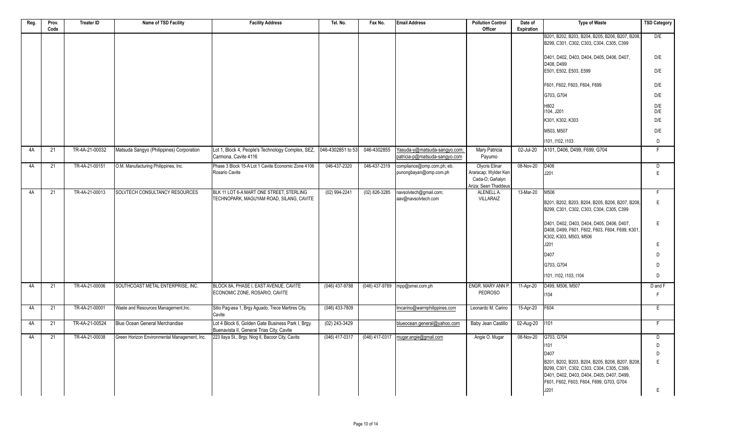| Reg. | Prov. Code | Treater ID | Name of TSD Facility | Facility Address | Tel. No. | Fax No. | Email Address | Pollution Control Officer | Date of Expiration | Type of Waste | TSD Category |
|---|---|---|---|---|---|---|---|---|---|---|---|
| | | | | | | | | | | B201, B202, B203, B204, B205, B206, B207, B208, B299, C301, C302, C303, C304, C305, C399 | D/E |
| | | | | | | | | | | D401, D402, D403, D404, D405, D406, D407, D408, D499 | D/E |
| | | | | | | | | | | E501, E502, E503, E599 | D/E |
| | | | | | | | | | | F601, F602, F603, F604, F699 | D/E |
| | | | | | | | | | | G703, G704 | D/E |
| | | | | | | | | | | H802 | D/E |
| | | | | | | | | | | I104, J201 | D/E |
| | | | | | | | | | | K301, K302, K303 | D/E |
| | | | | | | | | | | M503, M507 | D/E |
| | | | | | | | | | | I101, I102, I103 | D |
| 4A | 21 | TR-4A-21-00032 | Matsuda Sangyo (Philippines) Corporation | Lot 1, Block 4, People's Technology Complex, SEZ, Carmona, Cavite 4116 | 046-4302851 to 53 | 046-4302855 | Yasuda-y@matsuda-sangyo.com; patricia-p@matsuda-sangyo.com | Mary Patricia Payumo | 02-Jul-20 | A101, D406, D499, F699, G704 | F |
| 4A | 21 | TR-4A-21-00151 | O.M. Manufacturing Philippines, Inc. | Phase 3 Block 15-A Lot 1 Cavite Economic Zone 4106 Rosario Cavite | 046-437-2320 | 046-437-2319 | compliance@omp.com.ph; eb. punongbayan@omp.com.ph | Olycris Elinar Araracap; Wylder Ken Cada-O; Gañalyn Ariza; Sean Thaddeus | 08-Nov-20 | D406 | D |
| | | | | | | | | | | J201 | E |
| 4A | 21 | TR-4A-21-00013 | SOLVTECH CONSULTANCY RESOURCES | BLK 11 LOT 6-A MART ONE STREET, STERLING TECHNOPARK, MAGUYAM ROAD, SILANG, CAVITE | (02) 994-2241 | (02) 826-3285 | navsolvtech@gmail.com; aav@navsolvtech.com | ALENELL A. VILLARAIZ | 13-Mar-20 | M506 | F |
| | | | | | | | | | | B201, B202, B203, B204, B205, B206, B207, B208, B299, C301, C302, C303, C304, C305, C399 | E |
| | | | | | | | | | | D401, D402, D403, D404, D405, D406, D407, D408, D499, F601, F602, F603, F604, F699, K301, K302, K303, M503, M506 | E |
| | | | | | | | | | | J201 | E |
| | | | | | | | | | | D407 | D |
| | | | | | | | | | | G703, G704 | D |
| | | | | | | | | | | I101, I102, I103, I104 | D |
| 4A | 21 | TR-4A-21-00006 | SOUTHCOAST METAL ENTERPRISE, INC. | BLOCK 8A, PHASE I, EAST AVENUE, CAVITE ECONOMIC ZONE, ROSARIO, CAVITE | (046) 437-9788 | (046) 437-9789 | mpp@smei.com.ph | ENGR. MARY ANN P. PEDROSO | 11-Apr-20 | D499, M506, M507 | D and F |
| | | | | | | | | | | I104 | F |
| 4A | 21 | TR-4A-21-00001 | Waste and Resources Management,Inc. | Sitio Pag-asa 1, Brgy Aguado, Trece Martires City, Cavite | (046) 433-7809 | | lmcarino@warmphilippines.com | Leonardo M. Carino | 15-Apr-20 | F604 | E |
| 4A | 21 | TR-4A-21-00524 | Blue Ocean General Merchandise | Lot 4 Block 6, Golden Gate Business Park I, Brgy. Buenavista II, General Trias City, Cavite | (02) 243-3429 | | blueocean.general@yahoo.com | Baby Jean Castillo | 02-Aug-20 | I101 | F |
| 4A | 21 | TR-4A-21-00038 | Green Horizon Environmental Management, Inc. | 223 Ilaya St., Brgy. Niog II, Bacoor City, Cavite | (046) 417-0317 | (046) 417-0317 | mugar.angie@gmail.com | Angie O. Mugar | 08-Nov-20 | G703, G704 | D |
| | | | | | | | | | | I101 | D |
| | | | | | | | | | | D407 | D |
| | | | | | | | | | | B201, B202, B203, B204, B205, B206, B207, B208, B299, C301, C302, C303, C304, C305, C399, D401, D402, D403, D404, D405, D407, D499, F601, F602, F603, F604, F699, G703, G704 | E |
| | | | | | | | | | | J201 | E |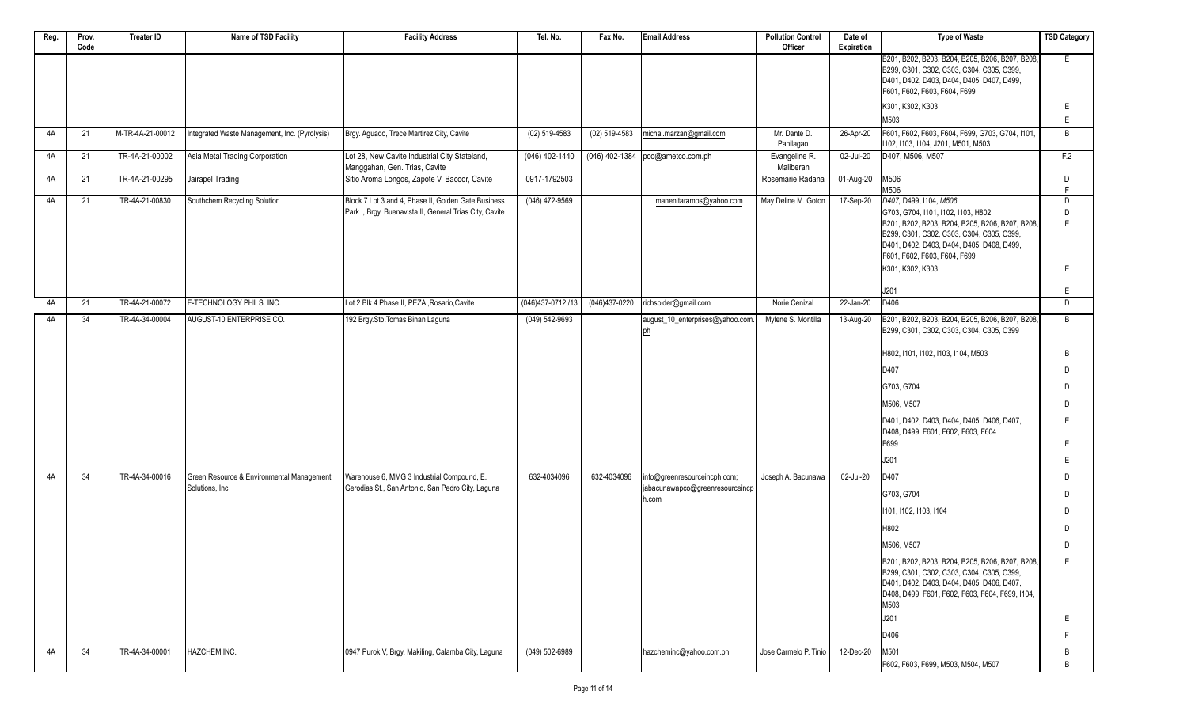| Reg. | Prov. Code | Treater ID | Name of TSD Facility | Facility Address | Tel. No. | Fax No. | Email Address | Pollution Control Officer | Date of Expiration | Type of Waste | TSD Category |
|---|---|---|---|---|---|---|---|---|---|---|---|
| | | | | | | | | | | B201, B202, B203, B204, B205, B206, B207, B208, B299, C301, C302, C303, C304, C305, C399, D401, D402, D403, D404, D405, D407, D499, F601, F602, F603, F604, F699 | E |
| | | | | | | | | | | K301, K302, K303 | E |
| | | | | | | | | | | M503 | E |
| 4A | 21 | M-TR-4A-21-00012 | Integrated Waste Management, Inc. (Pyrolysis) | Brgy. Aguado, Trece Martirez City, Cavite | (02) 519-4583 | (02) 519-4583 | michai.marzan@gmail.com | Mr. Dante D. Pahilagao | 26-Apr-20 | F601, F602, F603, F604, F699, G703, G704, I101, I102, I103, I104, J201, M501, M503 | B |
| 4A | 21 | TR-4A-21-00002 | Asia Metal Trading Corporation | Lot 28, New Cavite Industrial City Stateland, Manggahan, Gen. Trias, Cavite | (046) 402-1440 | (046) 402-1384 | pco@ametco.com.ph | Evangeline R. Maliberan | 02-Jul-20 | D407, M506, M507 | F.2 |
| 4A | 21 | TR-4A-21-00295 | Jairapel Trading | Sitio Aroma Longos, Zapote V, Bacoor, Cavite | 0917-1792503 | | | Rosemarie Radana | 01-Aug-20 | M506 | D |
| | | | | | | | | | | M506 | F |
| 4A | 21 | TR-4A-21-00830 | Southchem Recycling Solution | Block 7 Lot 3 and 4, Phase II, Golden Gate Business Park I, Brgy. Buenavista II, General Trias City, Cavite | (046) 472-9569 | | manenitaramos@yahoo.com | May Deline M. Goton | 17-Sep-20 | *D407*, D499, I104, *M506* | D |
| | | | | | | | | | | G703, G704, I101, I102, I103, H802 | D |
| | | | | | | | | | | B201, B202, B203, B204, B205, B206, B207, B208, B299, C301, C302, C303, C304, C305, C399, D401, D402, D403, D404, D405, D408, D499, F601, F602, F603, F604, F699 | E |
| | | | | | | | | | | K301, K302, K303 | E |
| | | | | | | | | | | J201 | E |
| 4A | 21 | TR-4A-21-00072 | E-TECHNOLOGY PHILS. INC. | Lot 2 Blk 4 Phase II, PEZA ,Rosario,Cavite | (046)437-0712 /13 | (046)437-0220 | richsolder@gmail.com | Norie Cenizal | 22-Jan-20 | D406 | D |
| 4A | 34 | TR-4A-34-00004 | AUGUST-10 ENTERPRISE CO. | 192 Brgy.Sto.Tomas Binan Laguna | (049) 542-9693 | | august_10_enterprises@yahoo.com.ph | Mylene S. Montilla | 13-Aug-20 | B201, B202, B203, B204, B205, B206, B207, B208, B299, C301, C302, C303, C304, C305, C399 | B |
| | | | | | | | | | | H802, I101, I102, I103, I104, M503 | B |
| | | | | | | | | | | D407 | D |
| | | | | | | | | | | G703, G704 | D |
| | | | | | | | | | | M506, M507 | D |
| | | | | | | | | | | D401, D402, D403, D404, D405, D406, D407, D408, D499, F601, F602, F603, F604 | E |
| | | | | | | | | | | F699 | E |
| | | | | | | | | | | J201 | E |
| 4A | 34 | TR-4A-34-00016 | Green Resource & Environmental Management Solutions, Inc. | Warehouse 6, MMG 3 Industrial Compound, E. Gerodias St., San Antonio, San Pedro City, Laguna | 632-4034096 | 632-4034096 | info@greenresourceincph.com; jabacunawapco@greenresourceincph.com | Joseph A. Bacunawa | 02-Jul-20 | D407 | D |
| | | | | | | | | | | G703, G704 | D |
| | | | | | | | | | | I101, I102, I103, I104 | D |
| | | | | | | | | | | H802 | D |
| | | | | | | | | | | M506, M507 | D |
| | | | | | | | | | | B201, B202, B203, B204, B205, B206, B207, B208, B299, C301, C302, C303, C304, C305, C399, D401, D402, D403, D404, D405, D406, D407, D408, D499, F601, F602, F603, F604, F699, I104, M503 | E |
| | | | | | | | | | | J201 | E |
| | | | | | | | | | | D406 | F |
| 4A | 34 | TR-4A-34-00001 | HAZCHEM,INC. | 0947 Purok V, Brgy. Makiling, Calamba City, Laguna | (049) 502-6989 | | hazcheminc@yahoo.com.ph | Jose Carmelo P. Tinio | 12-Dec-20 | M501 | B |
| | | | | | | | | | | F602, F603, F699, M503, M504, M507 | B |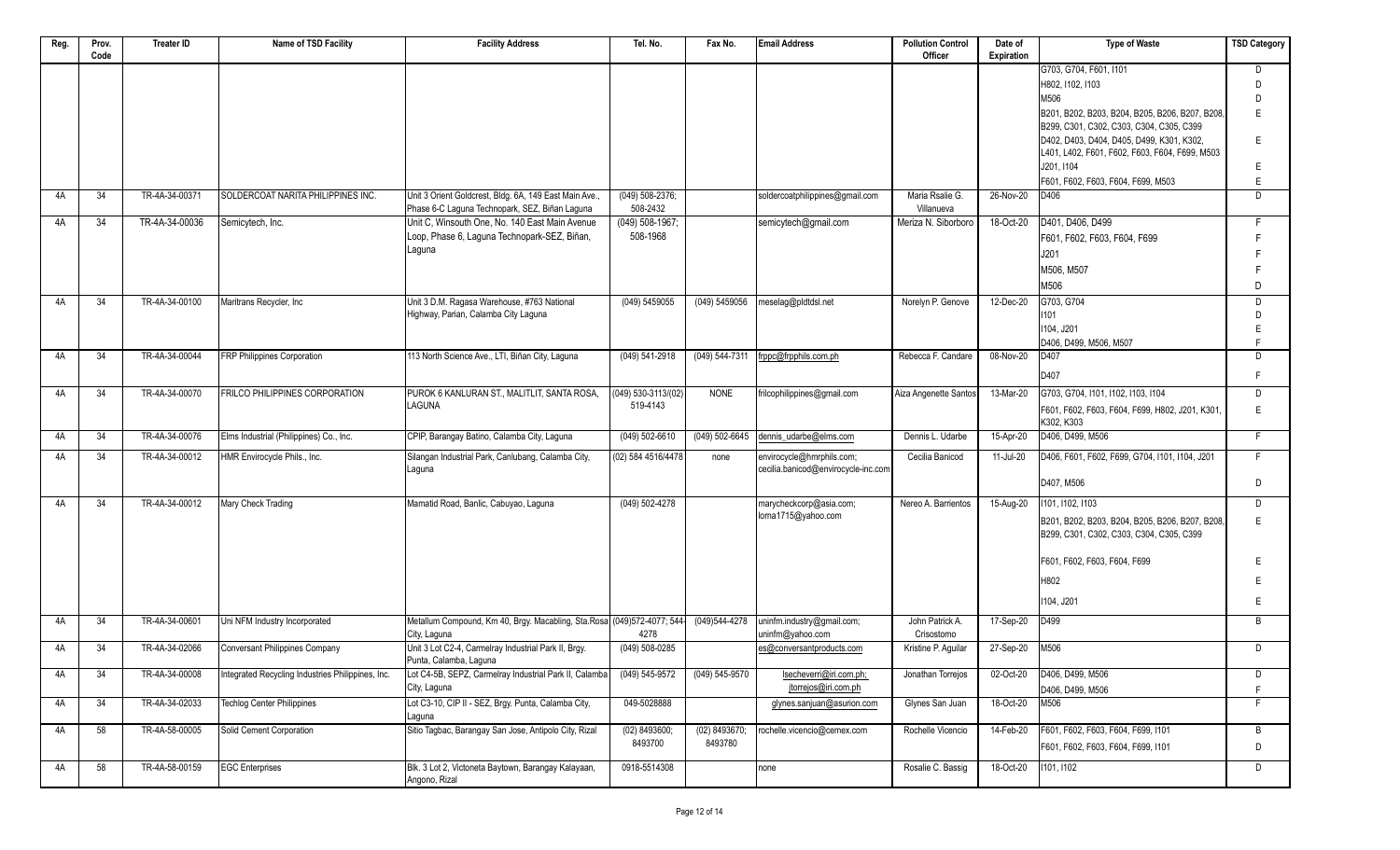| Reg. | Prov. Code | Treater ID | Name of TSD Facility | Facility Address | Tel. No. | Fax No. | Email Address | Pollution Control Officer | Date of Expiration | Type of Waste | TSD Category |
|---|---|---|---|---|---|---|---|---|---|---|---|
| | | | | | | | | | | G703, G704, F601, I101 | D |
| | | | | | | | | | | H802, I102, I103 | D |
| | | | | | | | | | | M506 | D |
| | | | | | | | | | | B201, B202, B203, B204, B205, B206, B207, B208, B299, C301, C302, C303, C304, C305, C399 | E |
| | | | | | | | | | | D402, D403, D404, D405, D499, K301, K302, L401, L402, F601, F602, F603, F604, F699, M503 | E |
| | | | | | | | | | | J201, I104 | E |
| | | | | | | | | | | F601, F602, F603, F604, F699, M503 | E |
| 4A | 34 | TR-4A-34-00371 | SOLDERCOAT NARITA PHILIPPINES INC. | Unit 3 Orient Goldcrest, Bldg. 6A, 149 East Main Ave., Phase 6-C Laguna Technopark, SEZ, Biñan Laguna | (049) 508-2376; 508-2432 | | soldercoatphilippines@gmail.com | Maria Rsalie G. Villanueva | 26-Nov-20 | D406 | D |
| 4A | 34 | TR-4A-34-00036 | Semicytech, Inc. | Unit C, Winsouth One, No. 140 East Main Avenue Loop, Phase 6, Laguna Technopark-SEZ, Biñan, Laguna | (049) 508-1967; 508-1968 | | semicytech@gmail.com | Meriza N. Siborboro | 18-Oct-20 | D401, D406, D499 | F |
| | | | | | | | | | | F601, F602, F603, F604, F699 | F |
| | | | | | | | | | | J201 | F |
| | | | | | | | | | | M506, M507 | F |
| | | | | | | | | | | M506 | D |
| 4A | 34 | TR-4A-34-00100 | Maritrans Recycler, Inc | Unit 3 D.M. Ragasa Warehouse, #763 National Highway, Parian, Calamba City Laguna | (049) 5459055 | (049) 5459056 | meselag@pldtdsl.net | Norelyn P. Genove | 12-Dec-20 | G703, G704 | D |
| | | | | | | | | | | I101 | D |
| | | | | | | | | | | I104, J201 | E |
| | | | | | | | | | | D406, D499, M506, M507 | F |
| 4A | 34 | TR-4A-34-00044 | FRP Philippines Corporation | 113 North Science Ave., LTI, Biñan City, Laguna | (049) 541-2918 | (049) 544-7311 | frppc@frpphils.com.ph | Rebecca F. Candare | 08-Nov-20 | D407 | D |
| | | | | | | | | | | D407 | F |
| 4A | 34 | TR-4A-34-00070 | FRILCO PHILIPPINES CORPORATION | PUROK 6 KANLURAN ST., MALITLIT, SANTA ROSA, LAGUNA | (049) 530-3113/(02) 519-4143 | NONE | frilcophilippines@gmail.com | Aiza Angenette Santos | 13-Mar-20 | G703, G704, I101, I102, I103, I104 | D |
| | | | | | | | | | | F601, F602, F603, F604, F699, H802, J201, K301, K302, K303 | E |
| 4A | 34 | TR-4A-34-00076 | Elms Industrial (Philippines) Co., Inc. | CPIP, Barangay Batino, Calamba City, Laguna | (049) 502-6610 | (049) 502-6645 | dennis_udarbe@elms.com | Dennis L. Udarbe | 15-Apr-20 | D406, D499, M506 | F |
| 4A | 34 | TR-4A-34-00012 | HMR Envirocycle Phils., Inc. | Silangan Industrial Park, Canlubang, Calamba City, Laguna | (02) 584 4516/4478 | none | envirocycle@hmrphils.com; cecilia.banicod@envirocycle-inc.com | Cecilia Banicod | 11-Jul-20 | D406, F601, F602, F699, G704, I101, I104, J201 | F |
| | | | | | | | | | | D407, M506 | D |
| 4A | 34 | TR-4A-34-00012 | Mary Check Trading | Mamatid Road, Banlic, Cabuyao, Laguna | (049) 502-4278 | | marycheckcorp@asia.com; lorna1715@yahoo.com | Nereo A. Barrientos | 15-Aug-20 | I101, I102, I103 | D |
| | | | | | | | | | | B201, B202, B203, B204, B205, B206, B207, B208, B299, C301, C302, C303, C304, C305, C399 | E |
| | | | | | | | | | | F601, F602, F603, F604, F699 | E |
| | | | | | | | | | | H802 | E |
| | | | | | | | | | | I104, J201 | E |
| 4A | 34 | TR-4A-34-00601 | Uni NFM Industry Incorporated | Metallum Compound, Km 40, Brgy. Macabling, Sta.Rosa City, Laguna | (049)572-4077; 544-4278 | (049)544-4278 | uninfm.industry@gmail.com; uninfm@yahoo.com | John Patrick A. Crisostomo | 17-Sep-20 | D499 | B |
| 4A | 34 | TR-4A-34-02066 | Conversant Philippines Company | Unit 3 Lot C2-4, Carmelray Industrial Park II, Brgy. Punta, Calamba, Laguna | (049) 508-0285 | | es@conversantproducts.com | Kristine P. Aguilar | 27-Sep-20 | M506 | D |
| 4A | 34 | TR-4A-34-00008 | Integrated Recycling Industries Philippines, Inc. | Lot C4-5B, SEPZ, Carmelray Industrial Park II, Calamba City, Laguna | (049) 545-9572 | (049) 545-9570 | lsecheverri@iri.com.ph; jtorrejos@iri.com.ph | Jonathan Torrejos | 02-Oct-20 | D406, D499, M506 | D |
| | | | | | | | | | | D406, D499, M506 | F |
| 4A | 34 | TR-4A-34-02033 | Techlog Center Philippines | Lot C3-10, CIP II - SEZ, Brgy. Punta, Calamba City, Laguna | 049-5028888 | | glynes.sanjuan@asurion.com | Glynes San Juan | 18-Oct-20 | M506 | F |
| 4A | 58 | TR-4A-58-00005 | Solid Cement Corporation | Sitio Tagbac, Barangay San Jose, Antipolo City, Rizal | (02) 8493600; 8493700 | (02) 8493670; 8493780 | rochelle.vicencio@cemex.com | Rochelle Vicencio | 14-Feb-20 | F601, F602, F603, F604, F699, I101 | B |
| | | | | | | | | | | F601, F602, F603, F604, F699, I101 | D |
| 4A | 58 | TR-4A-58-00159 | EGC Enterprises | Blk. 3 Lot 2, Victoneta Baytown, Barangay Kalayaan, Angono, Rizal | 0918-5514308 | | none | Rosalie C. Bassig | 18-Oct-20 | I101, I102 | D |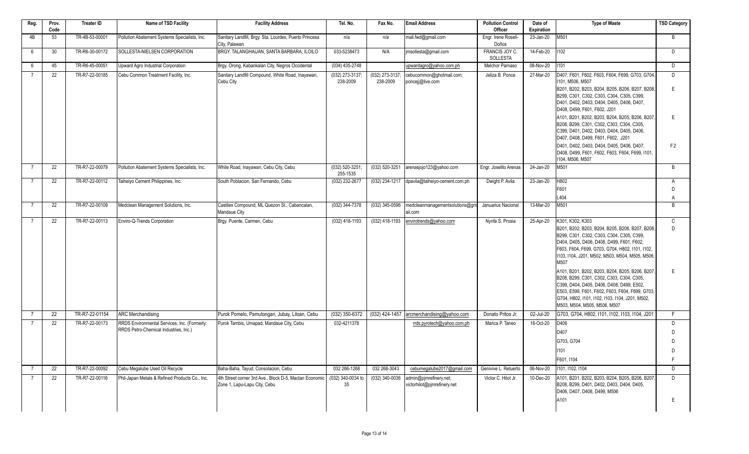| Reg. | Prov. Code | Treater ID | Name of TSD Facility | Facility Address | Tel. No. | Fax No. | Email Address | Pollution Control Officer | Date of Expiration | Type of Waste | TSD Category |
|---|---|---|---|---|---|---|---|---|---|---|---|
| 4B | 53 | TR-4B-53-00001 | Pollution Abatement Systems Specialists, Inc. | Sanitary Landfill, Brgy. Sta. Lourdes, Puerto Princesa City, Palawan | n/a | n/a | mail.fwd@gmail.com | Engr. Irene Rosell-Doños | 23-Jan-20 | M501 | B |
| 6 | 30 | TR-R6-30-00172 | SOLLESTA-NIELSEN CORPORATION | BRGY. TALANGHAUAN, SANTA BARBARA, ILOILO | 033-5238473 | N/A | jmsollesta@gmail.com | FRANCIS JOY C. SOLLESTA | 14-Feb-20 | I102 | D |
| 6 | 45 | TR-R6-45-00051 | Upward Agro Industrial Corporation | Brgy. Orong, Kabankalan City, Negros Occidental | (034) 435-2748 | | upwardagro@yahoo.com.ph | Melchor Parnaso | 08-Nov-20 | I101 | D |
| 7 | 22 | TR-R7-22-00185 | Cebu Common Treatment Facility, Inc. | Sanitary Landfill Compound, White Road, Inayawan, Cebu City | (032) 273-3137; 238-2009 | (032) 273-3137; 238-2009 | cebucommon@ghotmail.com; poncejj@live.com | Jeliza B. Ponce | 27-Mar-20 | D407, F601, F602, F603, F604, F699, G703, G704, I101, M506, M507 | D |
| | | | | | | | | | | B201, B202, B203, B204, B205, B206, B207, B208, B299, C301, C302, C303, C304, C305, C399, D401, D402, D403, D404, D405, D406, D407, D408, D499, F601, F602, J201 | E |
| | | | | | | | | | | A101, B201, B202, B203, B204, B205, B206, B207, B208, B299, C301, C302, C303, C304, C305, C399, D401, D402, D403, D404, D405, D406, D407, D408, D499, F601, F602, J201 | E |
| | | | | | | | | | | D401, D402, D403, D404, D405, D406, D407, D408, D499, F601, F602, F603, F604, F699, I101, I104, M506, M507 | F.2 |
| 7 | 22 | TR-R7-22-00079 | Pollution Abatement Systems Specialists, Inc. | White Road, Inayawan, Cebu City, Cebu | (032) 520-3251; 255-1535 | (032) 520-3251 | arenasjojo123@yahoo.com | Engr. Joselito Arenas | 24-Jan-20 | M501 | B |
| 7 | 22 | TR-R7-22-00112 | Taiheiyo Cement Philippines, Inc. | South Poblacion, San Fernando, Cebu | (032) 232-2677 | (032) 234-1217 | dpavila@taiheiyo-cement.com.ph | Dwight P. Avila | 23-Jan-20 | H802 | A |
| | | | | | | | | | | F601 | D |
| | | | | | | | | | | L404 | A |
| 7 | 22 | TR-R7-22-00109 | Medclean Management Solutions, Inc. | Castilex Compound, ML Quezon St., Cabancalan, Mandaue City | (032) 344-7378 | (032) 345-0596 | medcleanmanagementsolutions@gmail.com | Januarius Nacional | 13-Mar-20 | M501 | B |
| 7 | 22 | TR-R7-22-00113 | Enviro-Q-Trends Corporation | Brgy. Puente, Carmen, Cebu | (032) 418-1193 | (032) 418-1193 | envirotrends@yahoo.com | Nynfa S. Prosia | 25-Apr-20 | K301, K302, K303 | C |
| | | | | | | | | | | B201, B202, B203, B204, B205, B206, B207, B208, B299, C301, C302, C303, C304, C305, C399, D404, D405, D406, D408, D499, F601, F602, F603, F604, F699, G703, G704, H802, I101, I102, I103, I104, J201, M502, M503, M504, M505, M506, M507 | D |
| | | | | | | | | | | A101, B201, B202, B203, B204, B205, B206, B207, B208, B299, C301, C302, C303, C304, C305, C399, D404, D405, D406, D408, D499, E502, E503, E599, F601, F602, F603, F604, F699, G703, G704, H802, I101, I102, I103, I104, J201, M502, M503, M504, M505, M506, M507 | E |
| 7 | 22 | TR-R7-22-01154 | ARC Merchandising | Purok Pomelo, Pamutongan, Jubay, Liloan, Cebu | (032) 350-6372 | (032) 424-1457 | arcmerchandising@yahoo.com | Donato Pritos Jr. | 02-Jul-20 | G703, G704, H802, I101, I102, I103, I104, J201 | F |
| 7 | 22 | TR-R7-22-00173 | RRDS Environmental Services, Inc. (Formerly: RRDS Petro-Chemical Industries, Inc.) | Purok Tambis, Umapad, Mandaue City, Cebu | 032-4211378 | | rrds.pyrotech@yahoo.com.ph | Marica P. Taneo | 18-Oct-20 | D406 | D |
| | | | | | | | | | | D407 | D |
| | | | | | | | | | | G703, G704 | D |
| | | | | | | | | | | I101 | D |
| | | | | | | | | | | F601, I104 | F |
| 7 | 22 | TR-R7-22-00092 | Cebu Megalube Used Oil Recycle | Baha-Baha, Tayud, Consolacion, Cebu | 032 266-1268 | 032 268-3043 | cebumegalube2017@gmail.com | Genivive L. Retuerto | 06-Nov-20 | I101, I102, I104 | D |
| 7 | 22 | TR-R7-22-00116 | Phil-Japan Metals & Refined Products Co., Inc. | 4th Street corner 3rd Ave., Block D-5, Mactan Economic Zone 1, Lapu-Lapu City, Cebu | (032) 340-0034 to 35 | (032) 340-0036 | admin@pjmrefinery.net; victorhilot@pjmrefinery.net | Victor C. Hilot Jr. | 10-Dec-20 | A101, B201, B202, B203, B204, B205, B206, B207, B208, B299, D401, D402, D403, D404, D405, D406, D407, D408, D499, M506 | D |
| | | | | | | | | | | A101 | E |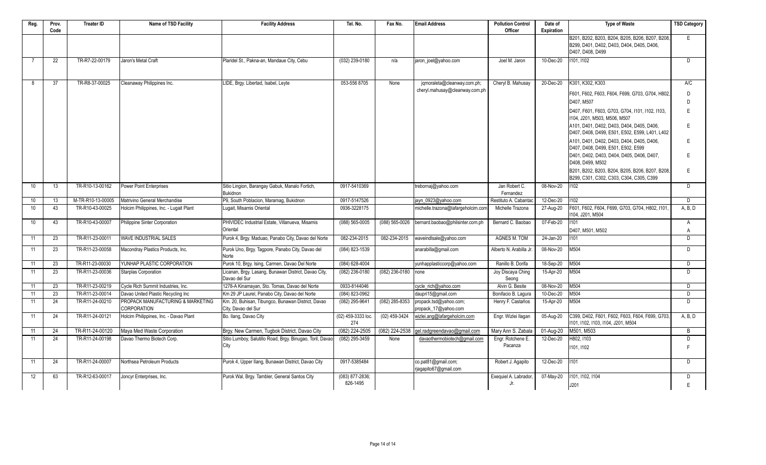| Reg. | Prov. Code | Treater ID | Name of TSD Facility | Facility Address | Tel. No. | Fax No. | Email Address | Pollution Control Officer | Date of Expiration | Type of Waste | TSD Category |
|---|---|---|---|---|---|---|---|---|---|---|---|
| | | | | | | | | | | B201, B202, B203, B204, B205, B206, B207, B208, B299, D401, D402, D403, D404, D405, D406, D407, D408, D499 | E |
| 7 | 22 | TR-R7-22-00179 | Jaron's Metal Craft | Plaridel St., Pakna-an, Mandaue City, Cebu | (032) 239-0180 | n/a | jaron_joel@yahoo.com | Joel M. Jaron | 10-Dec-20 | I101, I102 | D |
| 8 | 37 | TR-R8-37-00025 | Cleanaway Philippines Inc. | LIDE, Brgy. Libertad, Isabel, Leyte | 053-556 8705 | None | jqmoraleta@cleanway.com.ph; cheryl.mahusay@cleanway.com.ph | Cheryl B. Mahusay | 20-Dec-20 | K301, K302, K303 | A/C |
| | | | | | | | | | | F601, F602, F603, F604, F699, G703, G704, H802, | D |
| | | | | | | | | | | D407, M507 | D |
| | | | | | | | | | | D407, F601, F603, G704, I101, I102, I103, I104, J201, M503, M506, M507 | E |
| | | | | | | | | | | A101, D401, D402, D403, D404, D405, D406, D407, D408, D499, E501, E502, E599, L401, L402 | E |
| | | | | | | | | | | A101, D401, D402, D403, D404, D405, D406, D407, D408, D499, E501, E502, E599 | E |
| | | | | | | | | | | D401, D402, D403, D404, D405, D406, D407, D408, D499, M502 | E |
| | | | | | | | | | | B201, B202, B203, B204, B205, B206, B207, B208, B299, C301, C302, C303, C304, C305, C399 | E |
| 10 | 13 | TR-R10-13-00162 | Power Point Enterprises | Sitio Lingion, Barangay Gabuk, Manalo Fortich, Bukidnon | 0917-5410369 | | trebornaj@yahoo.com | Jan Robert C. Fernandez | 08-Nov-20 | I102 | D |
| 10 | 13 | M-TR-R10-13-00005 | Matrivino General Merchandise | P9, South Poblacion, Maramag, Bukidnon | 0917-5147526 | | jayn_0923@yahoo.com | Restituto A. Cabantac | 12-Dec-20 | I102 | D |
| 10 | 43 | TR-R10-43-00025 | Holcim Philippines, Inc. - Lugait Plant | Lugait, Misamis Oriental | 0936-3228175 | | michelle.trazona@lafargeholcim.com | Michelle Trazona | 27-Aug-20 | F601, F602, F604, F699, G703, G704, H802, I101, I104, J201, M504 | A, B, D |
| 10 | 43 | TR-R10-43-00007 | Philippine Sinter Corporation | PHIVIDEC Industrial Estate, Villanueva, Misamis Oriental | (088) 565-0005 | (088) 565-0026 | bernard.baobao@philsinter.com.ph | Bernard C. Baobao | 07-Feb-20 | I101 | A |
| | | | | | | | | | | D407, M501, M502 | A |
| 11 | 23 | TR-R11-23-00011 | WAVE INDUSTRIAL SALES | Purok 4, Brgy. Maduao, Panabo City, Davao del Norte | 082-234-2015 | 082-234-2015 | waveindlsale@yahoo.com | AGNES M. TOM | 24-Jan-20 | I101 | D |
| 11 | 23 | TR-R11-23-00058 | Macondray Plastics Products, Inc. | Purok Uno, Brgy. Tagpore, Panabo City, Davao del Norte | (084) 823-1539 | | anarabilla@gmail.com | Alberto N. Arabilla Jr. | 08-Nov-20 | M504 | D |
| 11 | 23 | TR-R11-23-00030 | YUNHAP PLASTIC CORPORATION | Purok 10, Brgy. Ising, Carmen, Davao Del Norte | (084) 628-4004 | | yunhapplasticcorp@yahoo.com | Ranillo B. Dorifa | 18-Sep-20 | M504 | D |
| 11 | 23 | TR-R11-23-00036 | Starplas Corporation | Licanan, Brgy. Lasang, Bunawan District, Davao City, Davao del Sur | (082) 236-0180 | (082) 236-0180 | none | Joy Discaya Ching Seong | 15-Apr-20 | M504 | D |
| 11 | 23 | TR-R11-23-00219 | Cycle Rich Summit Industries, Inc. | 1278-A Kinamayan, Sto. Tomas, Davao del Norte | 0933-8144046 | | cycle_rich@yahoo.com | Alvin G. Besite | 08-Nov-20 | M504 | D |
| 11 | 23 | TR-R11-23-00014 | Davao United Plastic Recycling Inc | Km 29 JP Laurel, Panabo City, Davao del Norte | (084) 823-0962 | | daupri15@gmail.com | Bonifacio B. Lagura | 10-Dec-20 | M504 | D |
| 11 | 24 | TR-R11-24-00210 | PROPACK MANUFACTURING & MARKETING CORPORATION | Km. 20, Buhisan, Tibungco, Bunawan District, Davao City, Davao del Sur | (082) 295-9641 | (082) 285-8353 | propack.tsd@yahoo.com; propack_17@yahoo.com | Henry F. Castaños | 15-Apr-20 | M504 | D |
| 11 | 24 | TR-R11-24-00121 | Holcim Philippines, Inc. - Davao Plant | Bo. Ilang, Davao City | (02) 459-3333 loc. 274 | (02) 459-3424 | wizlei.ang@lafargeholcim.com | Engr. Wizlei Ilagan | 05-Aug-20 | C399, D402, F601, F602, F603, F604, F699, G703, I101, I102, I103, I104, J201, M504 | A, B, D |
| 11 | 24 | TR-R11-24-00120 | Maya Med Waste Corporation | Brgy. New Carmen, Tugbok District, Davao City | (082) 224-2505 | (082) 224-2538 | gel.radgreendavao@gmail.com | Mary Ann S. Zabala | 01-Aug-20 | M501, M503 | B |
| 11 | 24 | TR-R11-24-00198 | Davao Thermo Biotech Corp. | Sitio Lumboy, Salutillo Road, Brgy. Binugao, Toril, Davao City | (082) 295-3459 | None | davaothermobiotech@gmail.com | Engr. Rotchene E. Pacanza | 12-Dec-20 | H802, I103 | D |
| | | | | | | | | | | I101, I102 | F |
| 11 | 24 | TR-R11-24-00007 | Northsea Petroleum Products | Purok 4, Upper Ilang, Bunawan District, Davao City | 0917-5385484 | | co.pat81@gmail.com; rjagapito67@gmail.com | Robert J. Agapito | 12-Dec-20 | I101 | D |
| 12 | 63 | TR-R12-63-00017 | Joncyr Enterprises, Inc. | Purok Wal, Brgy. Tambler, General Santos City | (083) 877-2836; 826-1495 | | | Exequiel A. Labrador, Jr. | 07-May-20 | I101, I102, I104 | D |
| | | | | | | | | | | J201 | E |